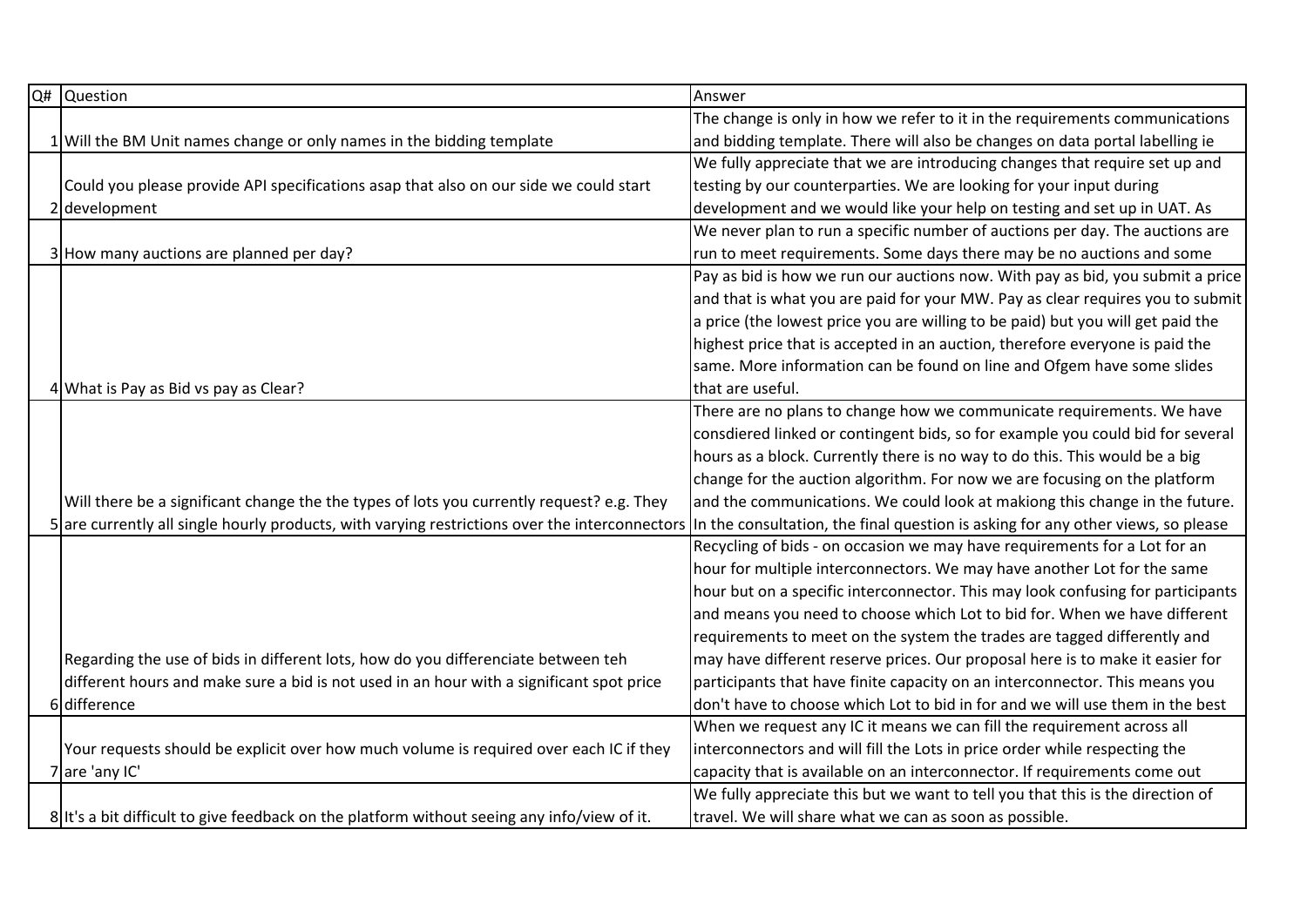| Q# | Question | Answer |
|---|---|---|
| 1 | Will the BM Unit names change or only names in the bidding template | The change is only in how we refer to it in the requirements communications and bidding template. There will also be changes on data portal labelling ie |
| 2 | Could you please provide API specifications asap that also on our side we could start development | We fully appreciate that we are introducing changes that require set up and testing by our counterparties. We are looking for your input during development and we would like your help on testing and set up in UAT. As |
| 3 | How many auctions are planned per day? | We never plan to run a specific number of auctions per day. The auctions are run to meet requirements. Some days there may be no auctions and some |
| 4 | What is Pay as Bid vs pay as Clear? | Pay as bid is how we run our auctions now. With pay as bid, you submit a price and that is what you are paid for your MW. Pay as clear requires you to submit a price (the lowest price you are willing to be paid) but you will get paid the highest price that is accepted in an auction, therefore everyone is paid the same. More information can be found on line and Ofgem have some slides that are useful. |
| 5 | Will there be a significant change the the types of lots you currently request? e.g. They are currently all single hourly products, with varying restrictions over the interconnectors | There are no plans to change how we communicate requirements. We have consdiered linked or contingent bids, so for example you could bid for several hours as a block. Currently there is no way to do this. This would be a big change for the auction algorithm. For now we are focusing on the platform and the communications. We could look at makiong this change in the future. In the consultation, the final question is asking for any other views, so please |
| 6 | Regarding the use of bids in different lots, how do you differenciate between teh different hours and make sure a bid is not used in an hour with a significant spot price difference | Recycling of bids - on occasion we may have requirements for a Lot for an hour for multiple interconnectors. We may have another Lot for the same hour but on a specific interconnector. This may look confusing for participants and means you need to choose which Lot to bid for. When we have different requirements to meet on the system the trades are tagged differently and may have different reserve prices. Our proposal here is to make it easier for participants that have finite capacity on an interconnector. This means you don't have to choose which Lot to bid in for and we will use them in the best |
| 7 | Your requests should be explicit over how much volume is required over each IC if they are 'any IC' | When we request any IC it means we can fill the requirement across all interconnectors and will fill the Lots in price order while respecting the capacity that is available on an interconnector. If requirements come out |
| 8 | It's a bit difficult to give feedback on the platform without seeing any info/view of it. | We fully appreciate this but we want to tell you that this is the direction of travel. We will share what we can as soon as possible. |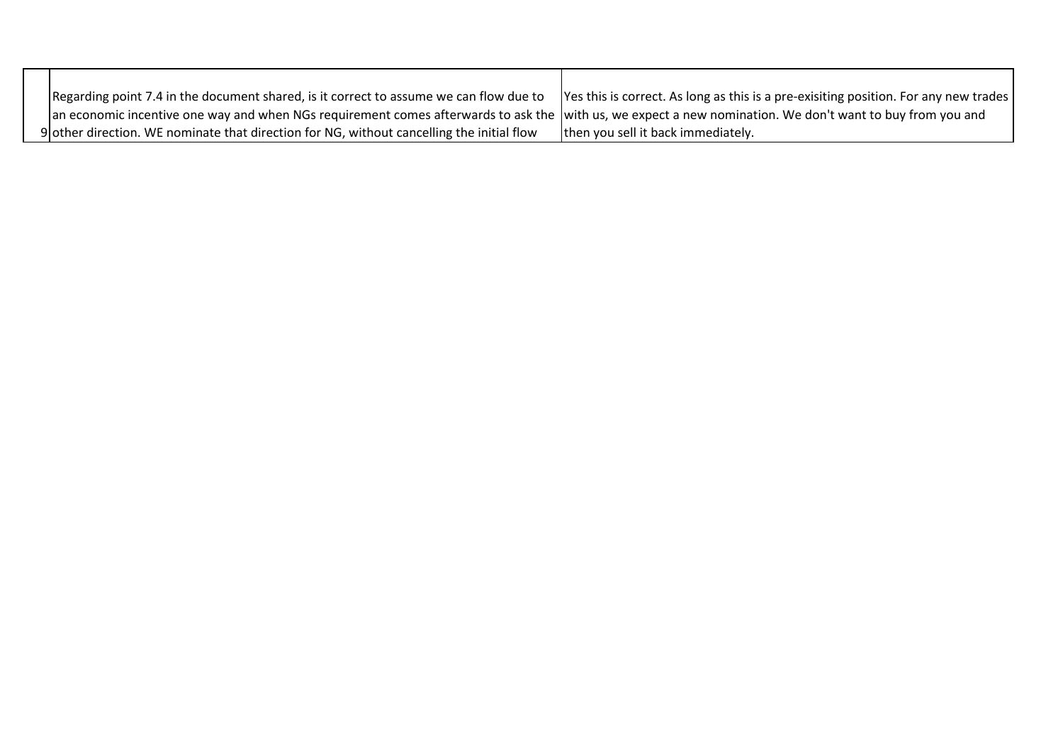| | | |
|---|---|---|
| 9 | Regarding point 7.4 in the document shared, is it correct to assume we can flow due to an economic incentive one way and when NGs requirement comes afterwards to ask the other direction. WE nominate that direction for NG, without cancelling the initial flow | Yes this is correct. As long as this is a pre-exisiting position. For any new trades with us, we expect a new nomination. We don't want to buy from you and then you sell it back immediately. |